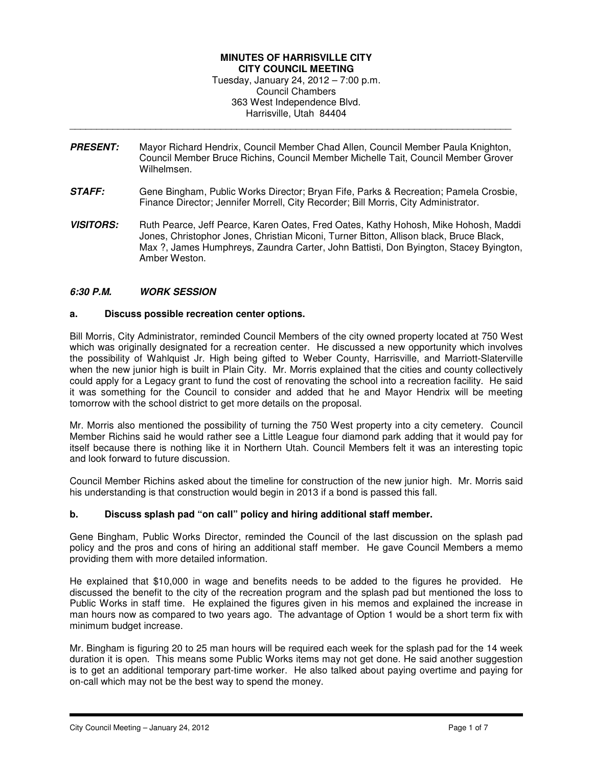**MINUTES OF HARRISVILLE CITY**
**CITY COUNCIL MEETING**
Tuesday, January 24, 2012 – 7:00 p.m.
Council Chambers
363 West Independence Blvd.
Harrisville, Utah 84404

---

***PRESENT:*** Mayor Richard Hendrix, Council Member Chad Allen, Council Member Paula Knighton, Council Member Bruce Richins, Council Member Michelle Tait, Council Member Grover Wilhelmsen.

***STAFF:*** Gene Bingham, Public Works Director; Bryan Fife, Parks & Recreation; Pamela Crosbie, Finance Director; Jennifer Morrell, City Recorder; Bill Morris, City Administrator.

***VISITORS:*** Ruth Pearce, Jeff Pearce, Karen Oates, Fred Oates, Kathy Hohosh, Mike Hohosh, Maddi Jones, Christophor Jones, Christian Miconi, Turner Bitton, Allison black, Bruce Black, Max ?, James Humphreys, Zaundra Carter, John Battisti, Don Byington, Stacey Byington, Amber Weston.

***6:30 P.M. WORK SESSION***

**a. Discuss possible recreation center options.**

Bill Morris, City Administrator, reminded Council Members of the city owned property located at 750 West which was originally designated for a recreation center. He discussed a new opportunity which involves the possibility of Wahlquist Jr. High being gifted to Weber County, Harrisville, and Marriott-Slaterville when the new junior high is built in Plain City. Mr. Morris explained that the cities and county collectively could apply for a Legacy grant to fund the cost of renovating the school into a recreation facility. He said it was something for the Council to consider and added that he and Mayor Hendrix will be meeting tomorrow with the school district to get more details on the proposal.

Mr. Morris also mentioned the possibility of turning the 750 West property into a city cemetery. Council Member Richins said he would rather see a Little League four diamond park adding that it would pay for itself because there is nothing like it in Northern Utah. Council Members felt it was an interesting topic and look forward to future discussion.

Council Member Richins asked about the timeline for construction of the new junior high. Mr. Morris said his understanding is that construction would begin in 2013 if a bond is passed this fall.

**b. Discuss splash pad "on call" policy and hiring additional staff member.**

Gene Bingham, Public Works Director, reminded the Council of the last discussion on the splash pad policy and the pros and cons of hiring an additional staff member. He gave Council Members a memo providing them with more detailed information.

He explained that $10,000 in wage and benefits needs to be added to the figures he provided. He discussed the benefit to the city of the recreation program and the splash pad but mentioned the loss to Public Works in staff time. He explained the figures given in his memos and explained the increase in man hours now as compared to two years ago. The advantage of Option 1 would be a short term fix with minimum budget increase.

Mr. Bingham is figuring 20 to 25 man hours will be required each week for the splash pad for the 14 week duration it is open. This means some Public Works items may not get done. He said another suggestion is to get an additional temporary part-time worker. He also talked about paying overtime and paying for on-call which may not be the best way to spend the money.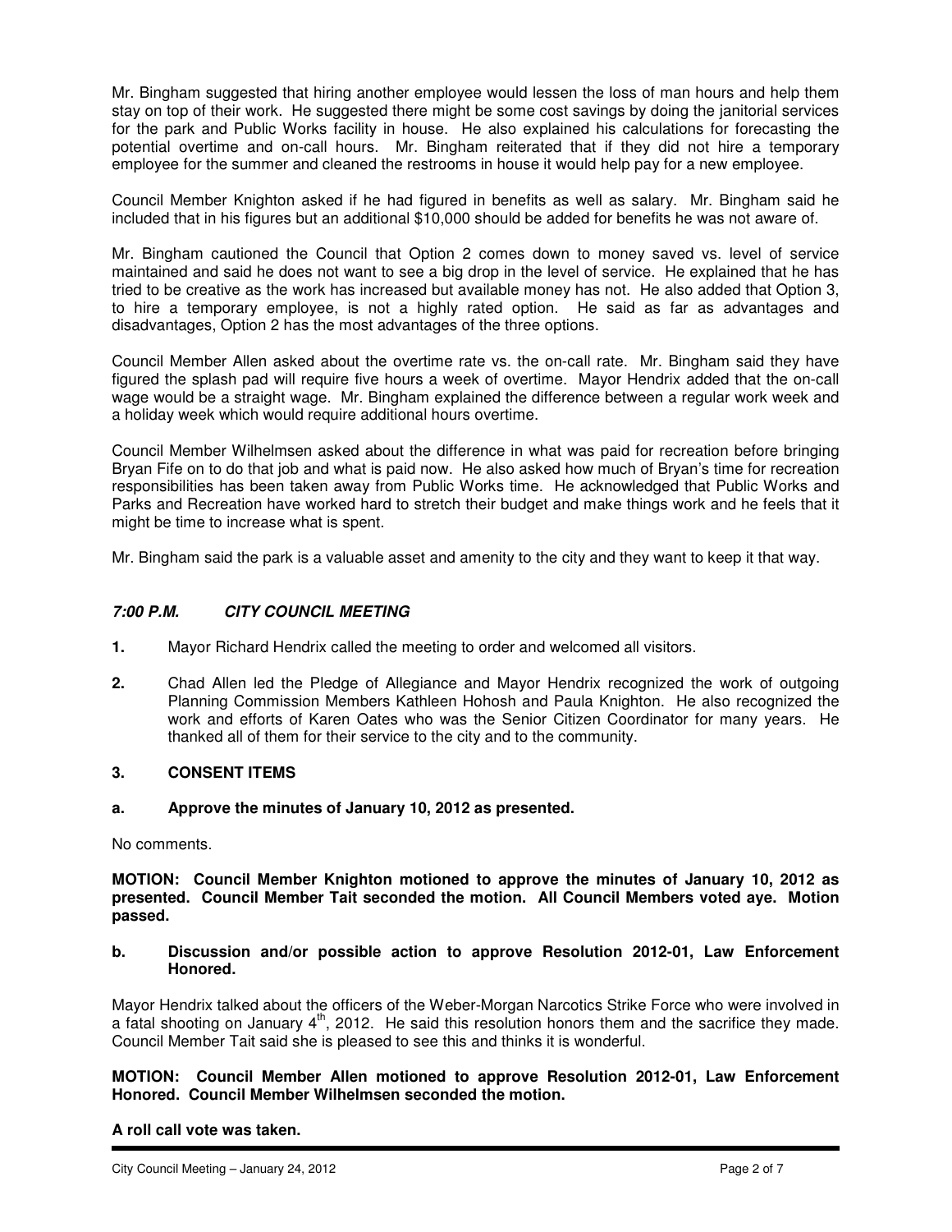Mr. Bingham suggested that hiring another employee would lessen the loss of man hours and help them stay on top of their work. He suggested there might be some cost savings by doing the janitorial services for the park and Public Works facility in house. He also explained his calculations for forecasting the potential overtime and on-call hours. Mr. Bingham reiterated that if they did not hire a temporary employee for the summer and cleaned the restrooms in house it would help pay for a new employee.

Council Member Knighton asked if he had figured in benefits as well as salary. Mr. Bingham said he included that in his figures but an additional $10,000 should be added for benefits he was not aware of.

Mr. Bingham cautioned the Council that Option 2 comes down to money saved vs. level of service maintained and said he does not want to see a big drop in the level of service. He explained that he has tried to be creative as the work has increased but available money has not. He also added that Option 3, to hire a temporary employee, is not a highly rated option. He said as far as advantages and disadvantages, Option 2 has the most advantages of the three options.

Council Member Allen asked about the overtime rate vs. the on-call rate. Mr. Bingham said they have figured the splash pad will require five hours a week of overtime. Mayor Hendrix added that the on-call wage would be a straight wage. Mr. Bingham explained the difference between a regular work week and a holiday week which would require additional hours overtime.

Council Member Wilhelmsen asked about the difference in what was paid for recreation before bringing Bryan Fife on to do that job and what is paid now. He also asked how much of Bryan's time for recreation responsibilities has been taken away from Public Works time. He acknowledged that Public Works and Parks and Recreation have worked hard to stretch their budget and make things work and he feels that it might be time to increase what is spent.

Mr. Bingham said the park is a valuable asset and amenity to the city and they want to keep it that way.

## *7:00 P.M. CITY COUNCIL MEETING*

**1.** Mayor Richard Hendrix called the meeting to order and welcomed all visitors.

**2.** Chad Allen led the Pledge of Allegiance and Mayor Hendrix recognized the work of outgoing Planning Commission Members Kathleen Hohosh and Paula Knighton. He also recognized the work and efforts of Karen Oates who was the Senior Citizen Coordinator for many years. He thanked all of them for their service to the city and to the community.

### 3. CONSENT ITEMS

**a. Approve the minutes of January 10, 2012 as presented.**

No comments.

**MOTION: Council Member Knighton motioned to approve the minutes of January 10, 2012 as presented. Council Member Tait seconded the motion. All Council Members voted aye. Motion passed.**

**b. Discussion and/or possible action to approve Resolution 2012-01, Law Enforcement Honored.**

Mayor Hendrix talked about the officers of the Weber-Morgan Narcotics Strike Force who were involved in a fatal shooting on January 4th, 2012. He said this resolution honors them and the sacrifice they made. Council Member Tait said she is pleased to see this and thinks it is wonderful.

**MOTION: Council Member Allen motioned to approve Resolution 2012-01, Law Enforcement Honored. Council Member Wilhelmsen seconded the motion.**

**A roll call vote was taken.**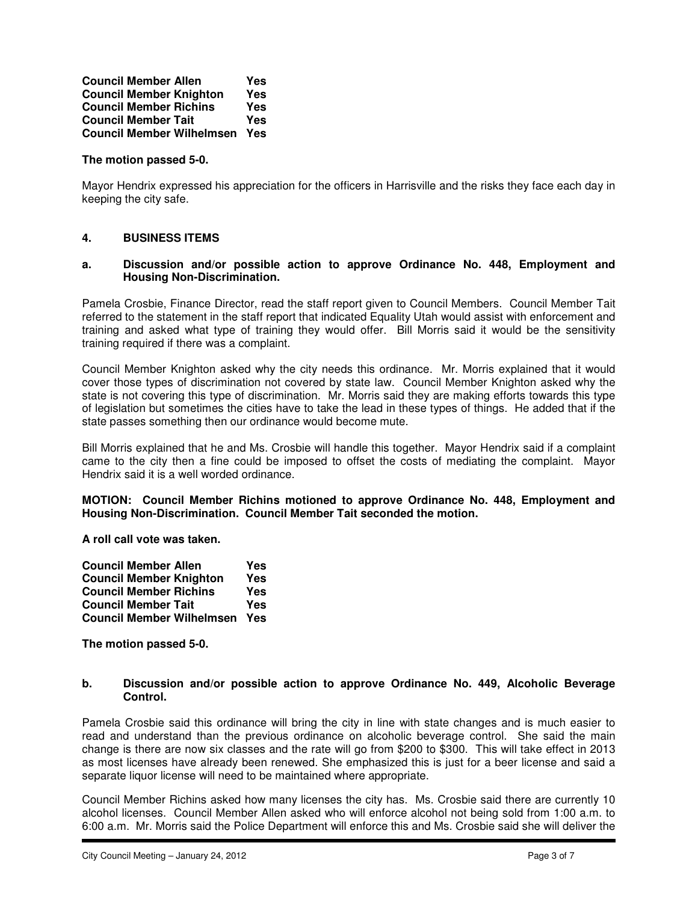**Council Member Allen Yes**
**Council Member Knighton Yes**
**Council Member Richins Yes**
**Council Member Tait Yes**
**Council Member Wilhelmsen Yes**

**The motion passed 5-0.**

Mayor Hendrix expressed his appreciation for the officers in Harrisville and the risks they face each day in keeping the city safe.

## 4. BUSINESS ITEMS

### a. Discussion and/or possible action to approve Ordinance No. 448, Employment and Housing Non-Discrimination.

Pamela Crosbie, Finance Director, read the staff report given to Council Members. Council Member Tait referred to the statement in the staff report that indicated Equality Utah would assist with enforcement and training and asked what type of training they would offer. Bill Morris said it would be the sensitivity training required if there was a complaint.

Council Member Knighton asked why the city needs this ordinance. Mr. Morris explained that it would cover those types of discrimination not covered by state law. Council Member Knighton asked why the state is not covering this type of discrimination. Mr. Morris said they are making efforts towards this type of legislation but sometimes the cities have to take the lead in these types of things. He added that if the state passes something then our ordinance would become mute.

Bill Morris explained that he and Ms. Crosbie will handle this together. Mayor Hendrix said if a complaint came to the city then a fine could be imposed to offset the costs of mediating the complaint. Mayor Hendrix said it is a well worded ordinance.

**MOTION: Council Member Richins motioned to approve Ordinance No. 448, Employment and Housing Non-Discrimination. Council Member Tait seconded the motion.**

**A roll call vote was taken.**

**Council Member Allen Yes**
**Council Member Knighton Yes**
**Council Member Richins Yes**
**Council Member Tait Yes**
**Council Member Wilhelmsen Yes**

**The motion passed 5-0.**

### b. Discussion and/or possible action to approve Ordinance No. 449, Alcoholic Beverage Control.

Pamela Crosbie said this ordinance will bring the city in line with state changes and is much easier to read and understand than the previous ordinance on alcoholic beverage control. She said the main change is there are now six classes and the rate will go from $200 to $300. This will take effect in 2013 as most licenses have already been renewed. She emphasized this is just for a beer license and said a separate liquor license will need to be maintained where appropriate.

Council Member Richins asked how many licenses the city has. Ms. Crosbie said there are currently 10 alcohol licenses. Council Member Allen asked who will enforce alcohol not being sold from 1:00 a.m. to 6:00 a.m. Mr. Morris said the Police Department will enforce this and Ms. Crosbie said she will deliver the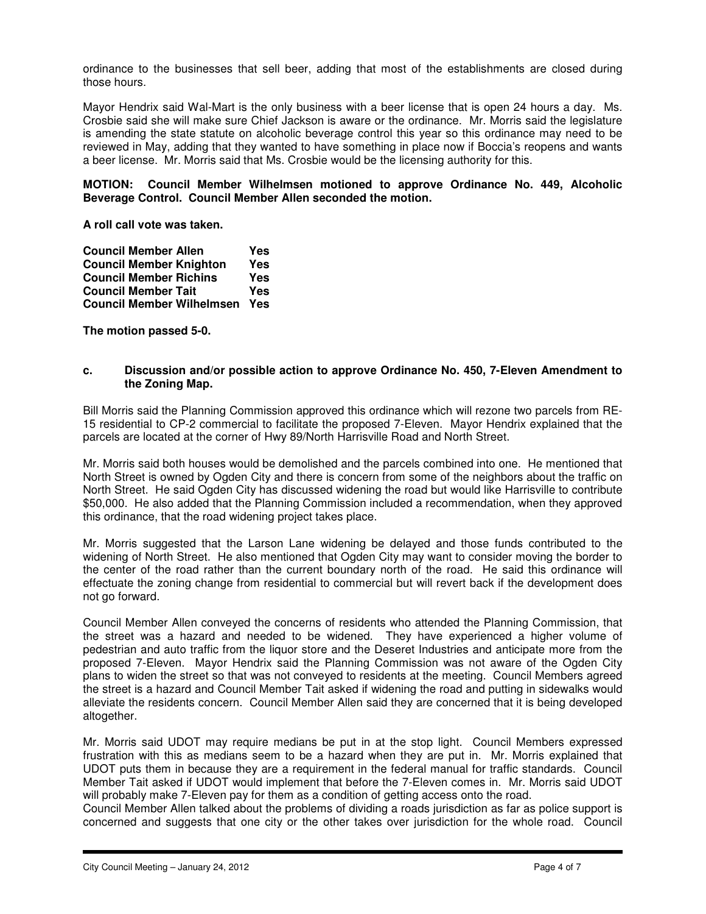ordinance to the businesses that sell beer, adding that most of the establishments are closed during those hours.

Mayor Hendrix said Wal-Mart is the only business with a beer license that is open 24 hours a day. Ms. Crosbie said she will make sure Chief Jackson is aware or the ordinance. Mr. Morris said the legislature is amending the state statute on alcoholic beverage control this year so this ordinance may need to be reviewed in May, adding that they wanted to have something in place now if Boccia's reopens and wants a beer license. Mr. Morris said that Ms. Crosbie would be the licensing authority for this.

**MOTION: Council Member Wilhelmsen motioned to approve Ordinance No. 449, Alcoholic Beverage Control. Council Member Allen seconded the motion.**

**A roll call vote was taken.**

| | |
|---|---|
| **Council Member Allen** | **Yes** |
| **Council Member Knighton** | **Yes** |
| **Council Member Richins** | **Yes** |
| **Council Member Tait** | **Yes** |
| **Council Member Wilhelmsen** | **Yes** |

**The motion passed 5-0.**

**c. Discussion and/or possible action to approve Ordinance No. 450, 7-Eleven Amendment to the Zoning Map.**

Bill Morris said the Planning Commission approved this ordinance which will rezone two parcels from RE-15 residential to CP-2 commercial to facilitate the proposed 7-Eleven. Mayor Hendrix explained that the parcels are located at the corner of Hwy 89/North Harrisville Road and North Street.

Mr. Morris said both houses would be demolished and the parcels combined into one. He mentioned that North Street is owned by Ogden City and there is concern from some of the neighbors about the traffic on North Street. He said Ogden City has discussed widening the road but would like Harrisville to contribute $50,000. He also added that the Planning Commission included a recommendation, when they approved this ordinance, that the road widening project takes place.

Mr. Morris suggested that the Larson Lane widening be delayed and those funds contributed to the widening of North Street. He also mentioned that Ogden City may want to consider moving the border to the center of the road rather than the current boundary north of the road. He said this ordinance will effectuate the zoning change from residential to commercial but will revert back if the development does not go forward.

Council Member Allen conveyed the concerns of residents who attended the Planning Commission, that the street was a hazard and needed to be widened. They have experienced a higher volume of pedestrian and auto traffic from the liquor store and the Deseret Industries and anticipate more from the proposed 7-Eleven. Mayor Hendrix said the Planning Commission was not aware of the Ogden City plans to widen the street so that was not conveyed to residents at the meeting. Council Members agreed the street is a hazard and Council Member Tait asked if widening the road and putting in sidewalks would alleviate the residents concern. Council Member Allen said they are concerned that it is being developed altogether.

Mr. Morris said UDOT may require medians be put in at the stop light. Council Members expressed frustration with this as medians seem to be a hazard when they are put in. Mr. Morris explained that UDOT puts them in because they are a requirement in the federal manual for traffic standards. Council Member Tait asked if UDOT would implement that before the 7-Eleven comes in. Mr. Morris said UDOT will probably make 7-Eleven pay for them as a condition of getting access onto the road.

Council Member Allen talked about the problems of dividing a roads jurisdiction as far as police support is concerned and suggests that one city or the other takes over jurisdiction for the whole road. Council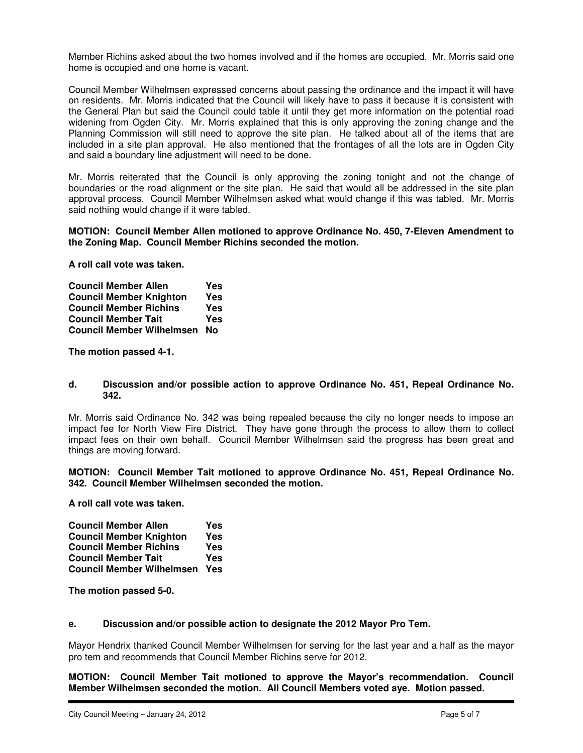Member Richins asked about the two homes involved and if the homes are occupied. Mr. Morris said one home is occupied and one home is vacant.

Council Member Wilhelmsen expressed concerns about passing the ordinance and the impact it will have on residents. Mr. Morris indicated that the Council will likely have to pass it because it is consistent with the General Plan but said the Council could table it until they get more information on the potential road widening from Ogden City. Mr. Morris explained that this is only approving the zoning change and the Planning Commission will still need to approve the site plan. He talked about all of the items that are included in a site plan approval. He also mentioned that the frontages of all the lots are in Ogden City and said a boundary line adjustment will need to be done.

Mr. Morris reiterated that the Council is only approving the zoning tonight and not the change of boundaries or the road alignment or the site plan. He said that would all be addressed in the site plan approval process. Council Member Wilhelmsen asked what would change if this was tabled. Mr. Morris said nothing would change if it were tabled.

**MOTION: Council Member Allen motioned to approve Ordinance No. 450, 7-Eleven Amendment to the Zoning Map. Council Member Richins seconded the motion.**

**A roll call vote was taken.**

**Council Member Allen Yes**
**Council Member Knighton Yes**
**Council Member Richins Yes**
**Council Member Tait Yes**
**Council Member Wilhelmsen No**

**The motion passed 4-1.**

**d. Discussion and/or possible action to approve Ordinance No. 451, Repeal Ordinance No. 342.**

Mr. Morris said Ordinance No. 342 was being repealed because the city no longer needs to impose an impact fee for North View Fire District. They have gone through the process to allow them to collect impact fees on their own behalf. Council Member Wilhelmsen said the progress has been great and things are moving forward.

**MOTION: Council Member Tait motioned to approve Ordinance No. 451, Repeal Ordinance No. 342. Council Member Wilhelmsen seconded the motion.**

**A roll call vote was taken.**

**Council Member Allen Yes**
**Council Member Knighton Yes**
**Council Member Richins Yes**
**Council Member Tait Yes**
**Council Member Wilhelmsen Yes**

**The motion passed 5-0.**

**e. Discussion and/or possible action to designate the 2012 Mayor Pro Tem.**

Mayor Hendrix thanked Council Member Wilhelmsen for serving for the last year and a half as the mayor pro tem and recommends that Council Member Richins serve for 2012.

**MOTION: Council Member Tait motioned to approve the Mayor's recommendation. Council Member Wilhelmsen seconded the motion. All Council Members voted aye. Motion passed.**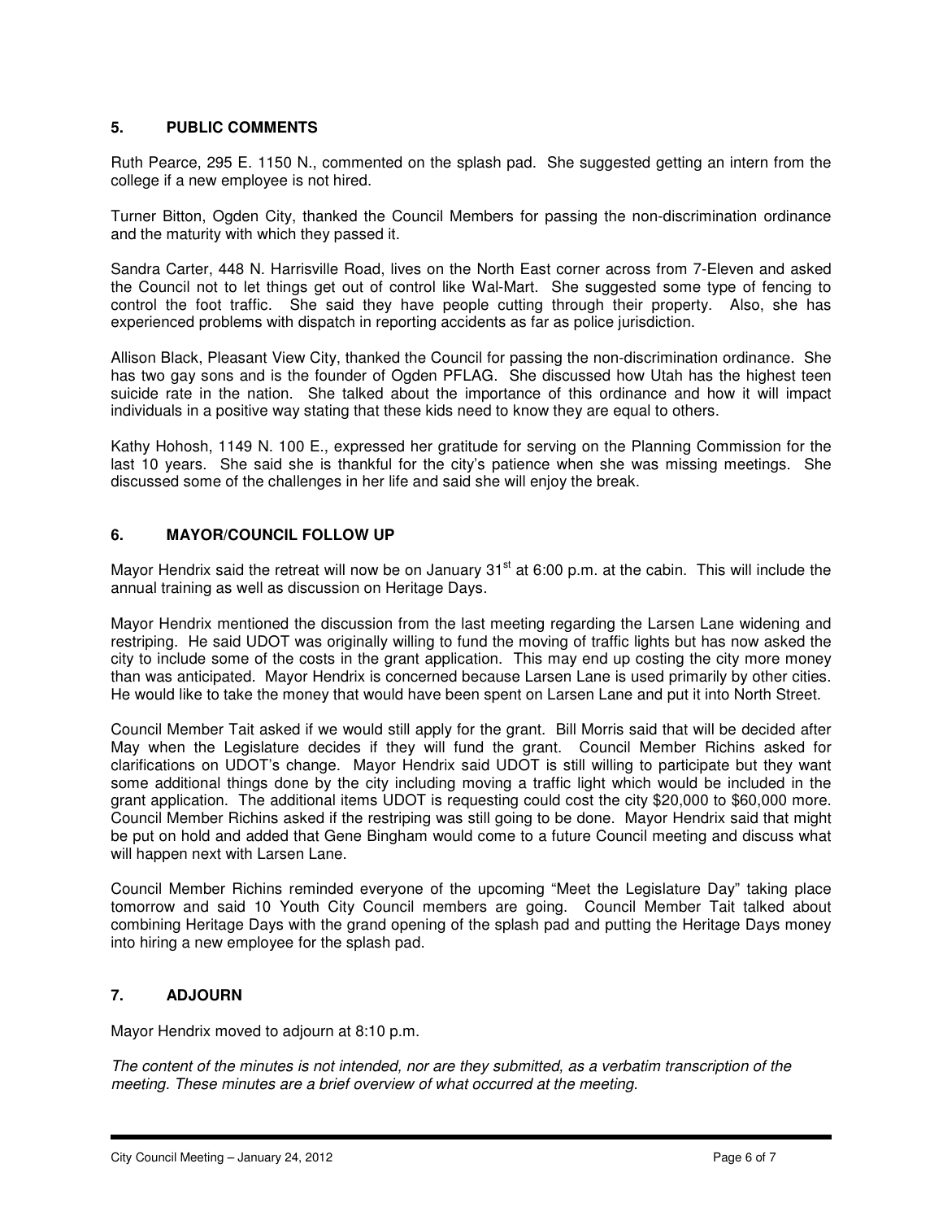## 5. PUBLIC COMMENTS

Ruth Pearce, 295 E. 1150 N., commented on the splash pad. She suggested getting an intern from the college if a new employee is not hired.

Turner Bitton, Ogden City, thanked the Council Members for passing the non-discrimination ordinance and the maturity with which they passed it.

Sandra Carter, 448 N. Harrisville Road, lives on the North East corner across from 7-Eleven and asked the Council not to let things get out of control like Wal-Mart. She suggested some type of fencing to control the foot traffic. She said they have people cutting through their property. Also, she has experienced problems with dispatch in reporting accidents as far as police jurisdiction.

Allison Black, Pleasant View City, thanked the Council for passing the non-discrimination ordinance. She has two gay sons and is the founder of Ogden PFLAG. She discussed how Utah has the highest teen suicide rate in the nation. She talked about the importance of this ordinance and how it will impact individuals in a positive way stating that these kids need to know they are equal to others.

Kathy Hohosh, 1149 N. 100 E., expressed her gratitude for serving on the Planning Commission for the last 10 years. She said she is thankful for the city's patience when she was missing meetings. She discussed some of the challenges in her life and said she will enjoy the break.

## 6. MAYOR/COUNCIL FOLLOW UP

Mayor Hendrix said the retreat will now be on January 31st at 6:00 p.m. at the cabin. This will include the annual training as well as discussion on Heritage Days.

Mayor Hendrix mentioned the discussion from the last meeting regarding the Larsen Lane widening and restriping. He said UDOT was originally willing to fund the moving of traffic lights but has now asked the city to include some of the costs in the grant application. This may end up costing the city more money than was anticipated. Mayor Hendrix is concerned because Larsen Lane is used primarily by other cities. He would like to take the money that would have been spent on Larsen Lane and put it into North Street.

Council Member Tait asked if we would still apply for the grant. Bill Morris said that will be decided after May when the Legislature decides if they will fund the grant. Council Member Richins asked for clarifications on UDOT's change. Mayor Hendrix said UDOT is still willing to participate but they want some additional things done by the city including moving a traffic light which would be included in the grant application. The additional items UDOT is requesting could cost the city $20,000 to $60,000 more. Council Member Richins asked if the restriping was still going to be done. Mayor Hendrix said that might be put on hold and added that Gene Bingham would come to a future Council meeting and discuss what will happen next with Larsen Lane.

Council Member Richins reminded everyone of the upcoming "Meet the Legislature Day" taking place tomorrow and said 10 Youth City Council members are going. Council Member Tait talked about combining Heritage Days with the grand opening of the splash pad and putting the Heritage Days money into hiring a new employee for the splash pad.

## 7. ADJOURN

Mayor Hendrix moved to adjourn at 8:10 p.m.

*The content of the minutes is not intended, nor are they submitted, as a verbatim transcription of the meeting. These minutes are a brief overview of what occurred at the meeting.*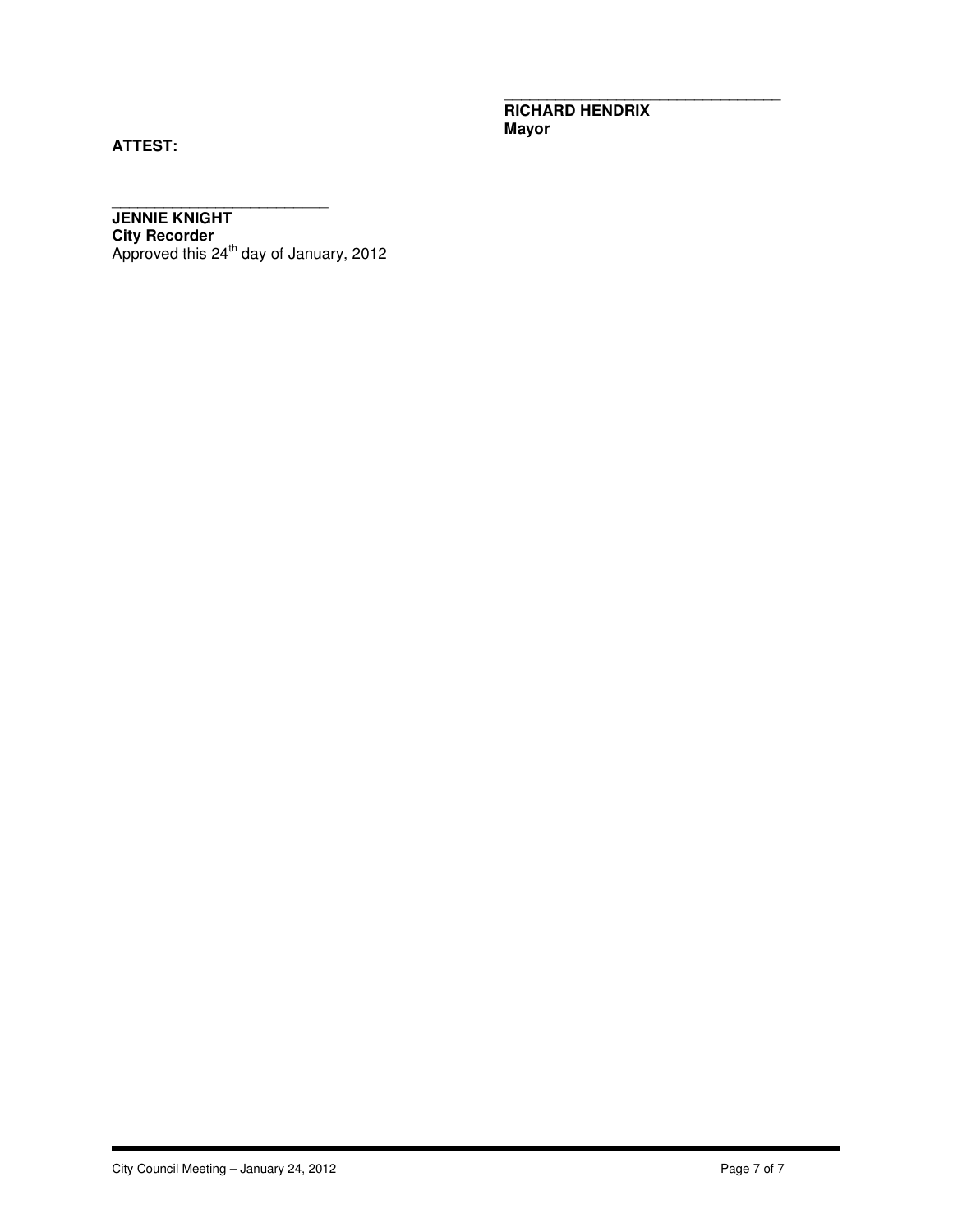\_\_\_\_\_\_\_\_\_\_\_\_\_\_\_\_\_\_\_\_\_\_\_\_\_\_\_\_\_\_\_\_
**RICHARD HENDRIX**
**Mayor**

**ATTEST:**

\_\_\_\_\_\_\_\_\_\_\_\_\_\_\_\_\_\_\_\_\_\_\_\_\_\_
**JENNIE KNIGHT**
**City Recorder**
Approved this 24th day of January, 2012